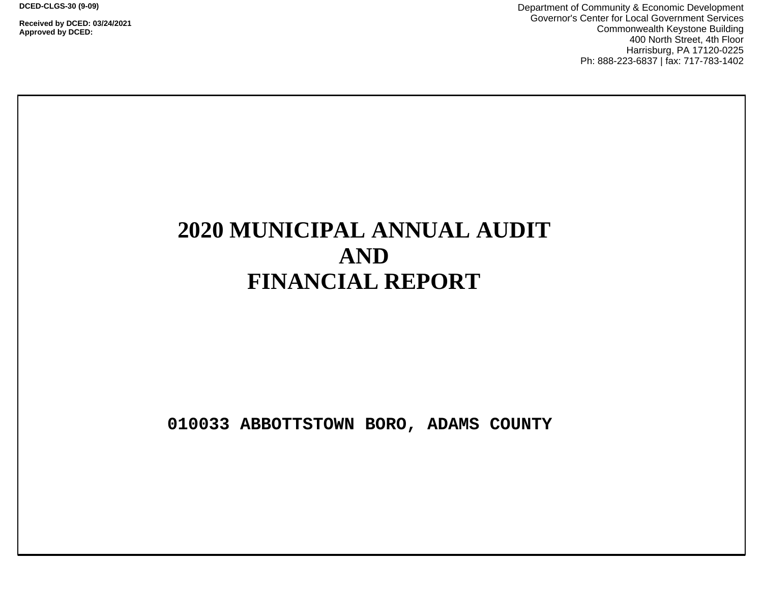**DCED-CLGS-30 (9-09)**

**Received by DCED: 03/24/2021**
**Approved by DCED:**

Department of Community & Economic Development
Governor's Center for Local Government Services
Commonwealth Keystone Building
400 North Street, 4th Floor
Harrisburg, PA 17120-0225
Ph: 888-223-6837 | fax: 717-783-1402

# 2020 MUNICIPAL ANNUAL AUDIT AND FINANCIAL REPORT

**010033 ABBOTTSTOWN BORO, ADAMS COUNTY**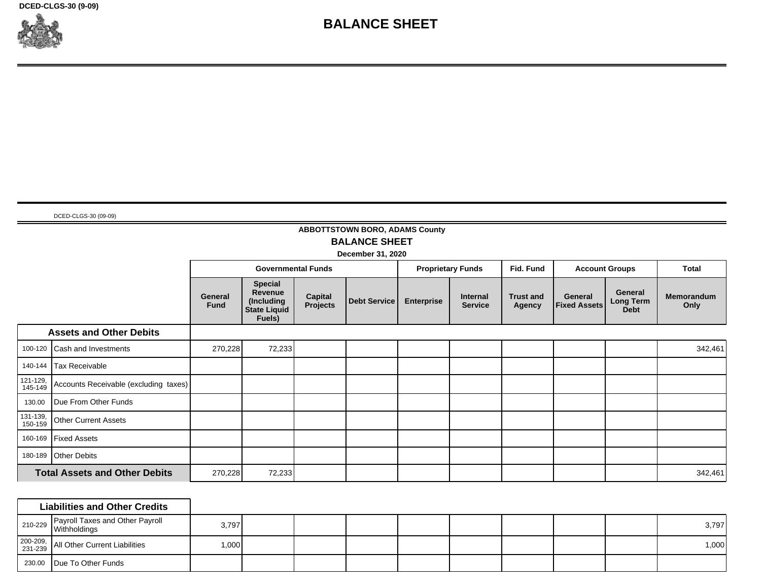DCED-CLGS-30 (9-09)

# BALANCE SHEET

DCED-CLGS-30 (09-09)

**ABBOTTSTOWN BORO, ADAMS County**

**BALANCE SHEET**

**December 31, 2020**

| | | Governmental Funds | | | | Proprietary Funds | | Fid. Fund | Account Groups | | Total |
|---|---|---|---|---|---|---|---|---|---|---|---|
| | | General Fund | Special Revenue (Including State Liquid Fuels) | Capital Projects | Debt Service | Enterprise | Internal Service | Trust and Agency | General Fixed Assets | General Long Term Debt | Memorandum Only |
| **Assets and Other Debits** | | | | | | | | | | | |
| 100-120 | Cash and Investments | 270,228 | 72,233 | | | | | | | | 342,461 |
| 140-144 | Tax Receivable | | | | | | | | | | |
| 121-129, 145-149 | Accounts Receivable (excluding taxes) | | | | | | | | | | |
| 130.00 | Due From Other Funds | | | | | | | | | | |
| 131-139, 150-159 | Other Current Assets | | | | | | | | | | |
| 160-169 | Fixed Assets | | | | | | | | | | |
| 180-189 | Other Debits | | | | | | | | | | |
| **Total Assets and Other Debits** | | 270,228 | 72,233 | | | | | | | | 342,461 |
| **Liabilities and Other Credits** | | | | | | | | | | | |
| 210-229 | Payroll Taxes and Other Payroll Withholdings | 3,797 | | | | | | | | | 3,797 |
| 200-209, 231-239 | All Other Current Liabilities | 1,000 | | | | | | | | | 1,000 |
| 230.00 | Due To Other Funds | | | | | | | | | | |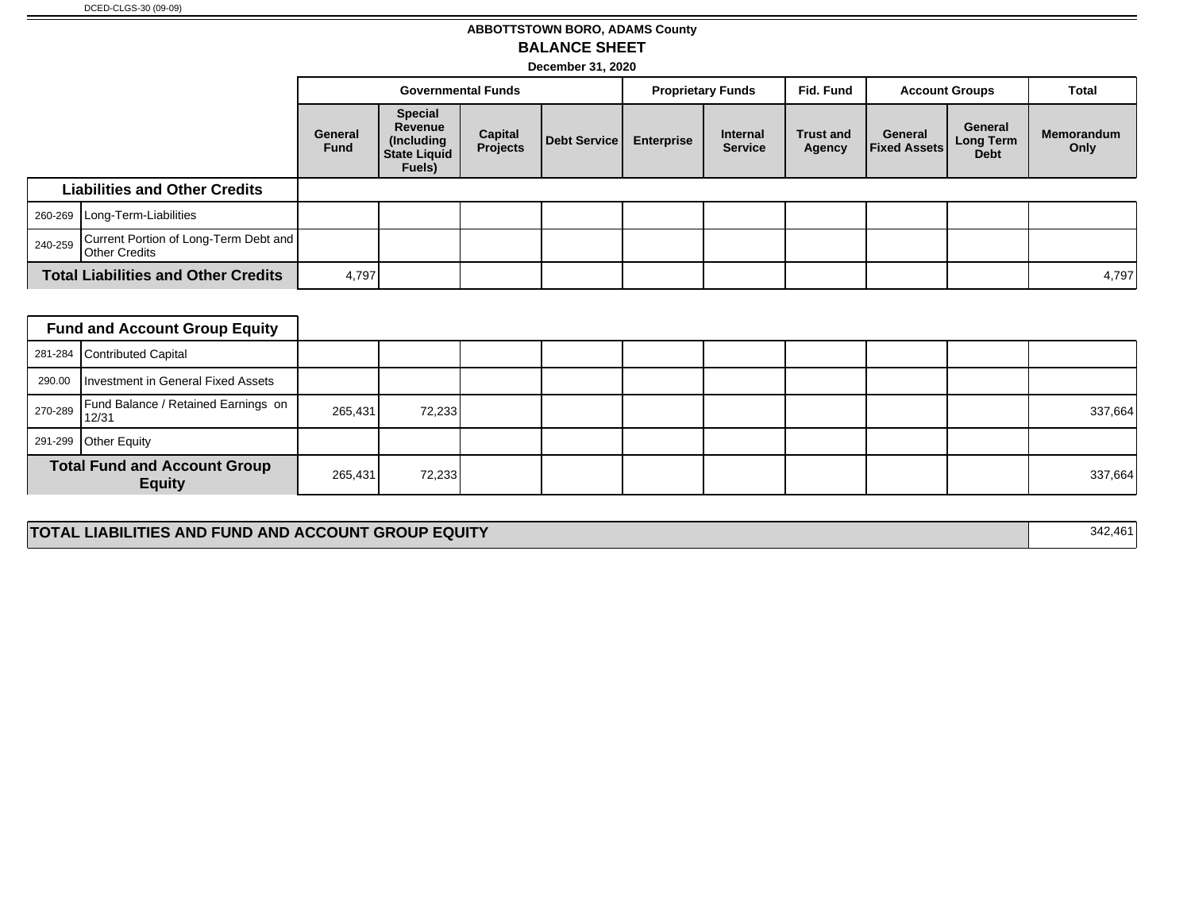DCED-CLGS-30 (09-09)

**ABBOTTSTOWN BORO, ADAMS County**

## BALANCE SHEET

**December 31, 2020**

| | | Governmental Funds | | | | Proprietary Funds | | Fid. Fund | Account Groups | | Total |
|---|---|---|---|---|---|---|---|---|---|---|---|
| | | General Fund | Special Revenue (Including State Liquid Fuels) | Capital Projects | Debt Service | Enterprise | Internal Service | Trust and Agency | General Fixed Assets | General Long Term Debt | Memorandum Only |
| **Liabilities and Other Credits** | | | | | | | | | | | |
| 260-269 | Long-Term-Liabilities | | | | | | | | | | |
| 240-259 | Current Portion of Long-Term Debt and Other Credits | | | | | | | | | | |
| **Total Liabilities and Other Credits** | | 4,797 | | | | | | | | | 4,797 |

| | | General Fund | Special Revenue (Including State Liquid Fuels) | Capital Projects | Debt Service | Enterprise | Internal Service | Trust and Agency | General Fixed Assets | General Long Term Debt | Memorandum Only |
|---|---|---|---|---|---|---|---|---|---|---|---|
| **Fund and Account Group Equity** | | | | | | | | | | | |
| 281-284 | Contributed Capital | | | | | | | | | | |
| 290.00 | Investment in General Fixed Assets | | | | | | | | | | |
| 270-289 | Fund Balance / Retained Earnings on 12/31 | 265,431 | 72,233 | | | | | | | | 337,664 |
| 291-299 | Other Equity | | | | | | | | | | |
| **Total Fund and Account Group Equity** | | 265,431 | 72,233 | | | | | | | | 337,664 |

| **TOTAL LIABILITIES AND FUND AND ACCOUNT GROUP EQUITY** | 342,461 |
|---|---|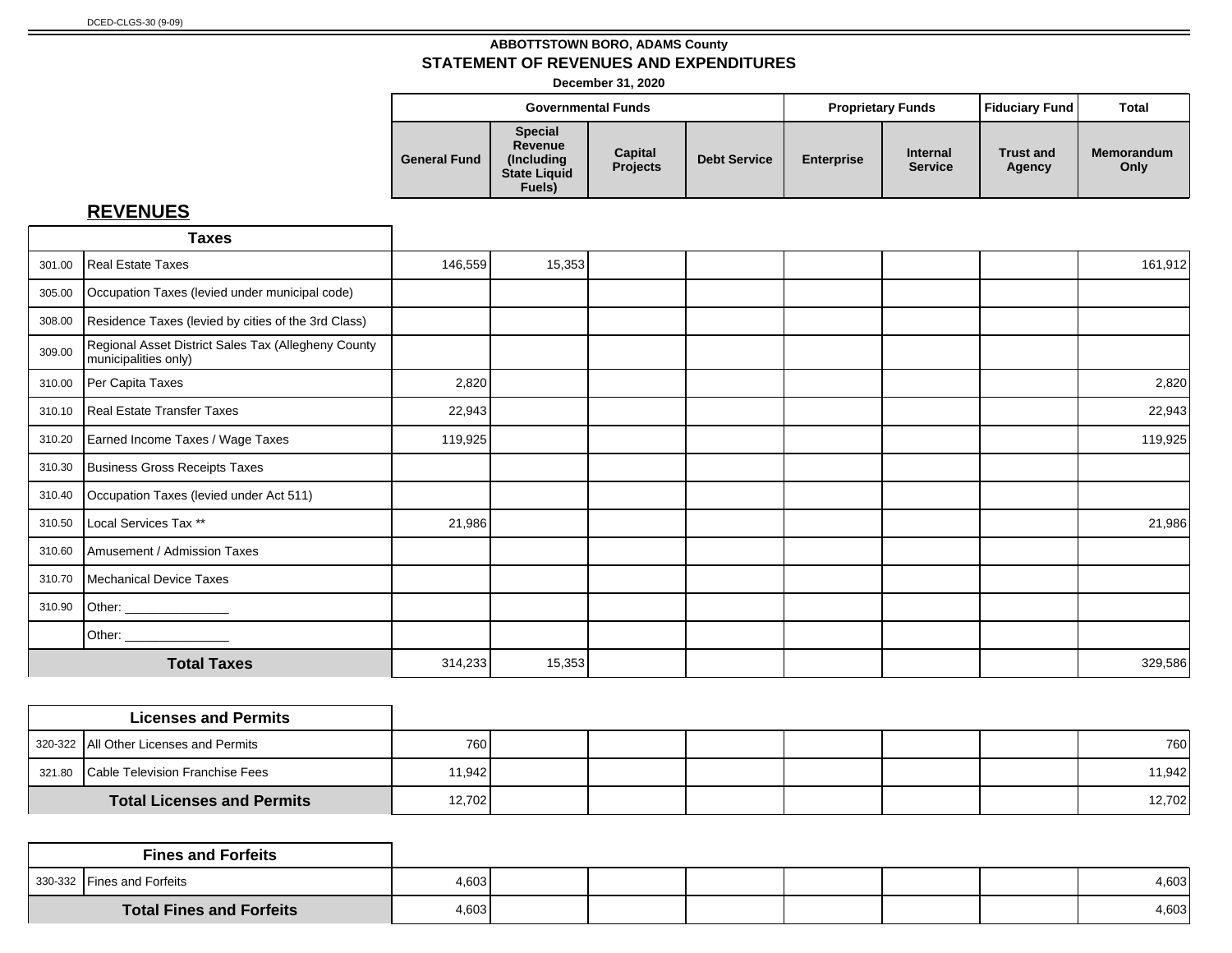DCED-CLGS-30 (9-09)

**ABBOTTSTOWN BORO, ADAMS County**

## STATEMENT OF REVENUES AND EXPENDITURES

**December 31, 2020**

## REVENUES

| Code | Taxes | General Fund | Special Revenue (Including State Liquid Fuels) | Capital Projects | Debt Service | Enterprise | Internal Service | Trust and Agency | Memorandum Only |
|---|---|---|---|---|---|---|---|---|---|
| | | Governmental Funds | | | | Proprietary Funds | | Fiduciary Fund | Total |
| 301.00 | Real Estate Taxes | 146,559 | 15,353 | | | | | | 161,912 |
| 305.00 | Occupation Taxes (levied under municipal code) | | | | | | | | |
| 308.00 | Residence Taxes (levied by cities of the 3rd Class) | | | | | | | | |
| 309.00 | Regional Asset District Sales Tax (Allegheny County municipalities only) | | | | | | | | |
| 310.00 | Per Capita Taxes | 2,820 | | | | | | | 2,820 |
| 310.10 | Real Estate Transfer Taxes | 22,943 | | | | | | | 22,943 |
| 310.20 | Earned Income Taxes / Wage Taxes | 119,925 | | | | | | | 119,925 |
| 310.30 | Business Gross Receipts Taxes | | | | | | | | |
| 310.40 | Occupation Taxes (levied under Act 511) | | | | | | | | |
| 310.50 | Local Services Tax ** | 21,986 | | | | | | | 21,986 |
| 310.60 | Amusement / Admission Taxes | | | | | | | | |
| 310.70 | Mechanical Device Taxes | | | | | | | | |
| 310.90 | Other: _______________ | | | | | | | | |
| | Other: _______________ | | | | | | | | |
| | **Total Taxes** | 314,233 | 15,353 | | | | | | 329,586 |

| Code | Licenses and Permits | General Fund | Special Revenue (Including State Liquid Fuels) | Capital Projects | Debt Service | Enterprise | Internal Service | Trust and Agency | Memorandum Only |
|---|---|---|---|---|---|---|---|---|---|
| 320-322 | All Other Licenses and Permits | 760 | | | | | | | 760 |
| 321.80 | Cable Television Franchise Fees | 11,942 | | | | | | | 11,942 |
| | **Total Licenses and Permits** | 12,702 | | | | | | | 12,702 |

| Code | Fines and Forfeits | General Fund | Special Revenue (Including State Liquid Fuels) | Capital Projects | Debt Service | Enterprise | Internal Service | Trust and Agency | Memorandum Only |
|---|---|---|---|---|---|---|---|---|---|
| 330-332 | Fines and Forfeits | 4,603 | | | | | | | 4,603 |
| | **Total Fines and Forfeits** | 4,603 | | | | | | | 4,603 |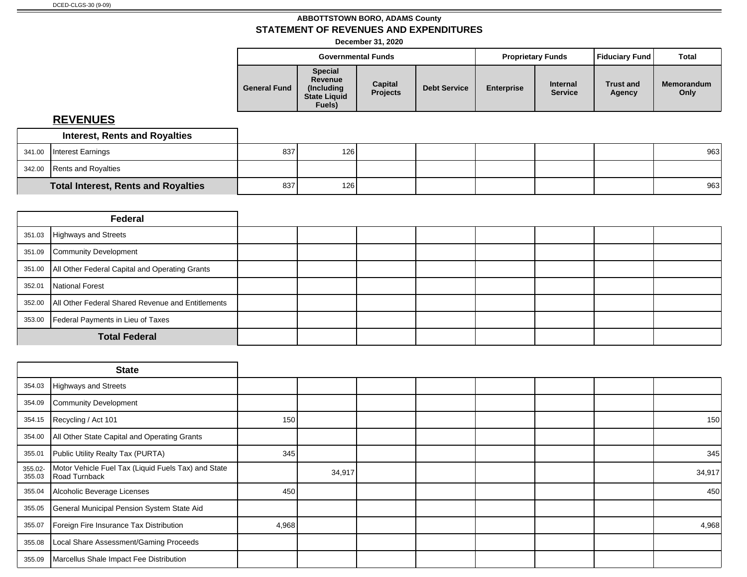DCED-CLGS-30 (9-09)

**ABBOTTSTOWN BORO, ADAMS County**

**STATEMENT OF REVENUES AND EXPENDITURES**

**December 31, 2020**

## REVENUES

| Code | Description | Governmental Funds: General Fund | Governmental Funds: Special Revenue (Including State Liquid Fuels) | Governmental Funds: Capital Projects | Governmental Funds: Debt Service | Proprietary Funds: Enterprise | Proprietary Funds: Internal Service | Fiduciary Fund: Trust and Agency | Total: Memorandum Only |
|---|---|---|---|---|---|---|---|---|---|
| | **Interest, Rents and Royalties** | | | | | | | | |
| 341.00 | Interest Earnings | 837 | 126 | | | | | | 963 |
| 342.00 | Rents and Royalties | | | | | | | | |
| | **Total Interest, Rents and Royalties** | 837 | 126 | | | | | | 963 |
| | **Federal** | | | | | | | | |
| 351.03 | Highways and Streets | | | | | | | | |
| 351.09 | Community Development | | | | | | | | |
| 351.00 | All Other Federal Capital and Operating Grants | | | | | | | | |
| 352.01 | National Forest | | | | | | | | |
| 352.00 | All Other Federal Shared Revenue and Entitlements | | | | | | | | |
| 353.00 | Federal Payments in Lieu of Taxes | | | | | | | | |
| | **Total Federal** | | | | | | | | |
| | **State** | | | | | | | | |
| 354.03 | Highways and Streets | | | | | | | | |
| 354.09 | Community Development | | | | | | | | |
| 354.15 | Recycling / Act 101 | 150 | | | | | | | 150 |
| 354.00 | All Other State Capital and Operating Grants | | | | | | | | |
| 355.01 | Public Utility Realty Tax (PURTA) | 345 | | | | | | | 345 |
| 355.02-355.03 | Motor Vehicle Fuel Tax (Liquid Fuels Tax) and State Road Turnback | | 34,917 | | | | | | 34,917 |
| 355.04 | Alcoholic Beverage Licenses | 450 | | | | | | | 450 |
| 355.05 | General Municipal Pension System State Aid | | | | | | | | |
| 355.07 | Foreign Fire Insurance Tax Distribution | 4,968 | | | | | | | 4,968 |
| 355.08 | Local Share Assessment/Gaming Proceeds | | | | | | | | |
| 355.09 | Marcellus Shale Impact Fee Distribution | | | | | | | | |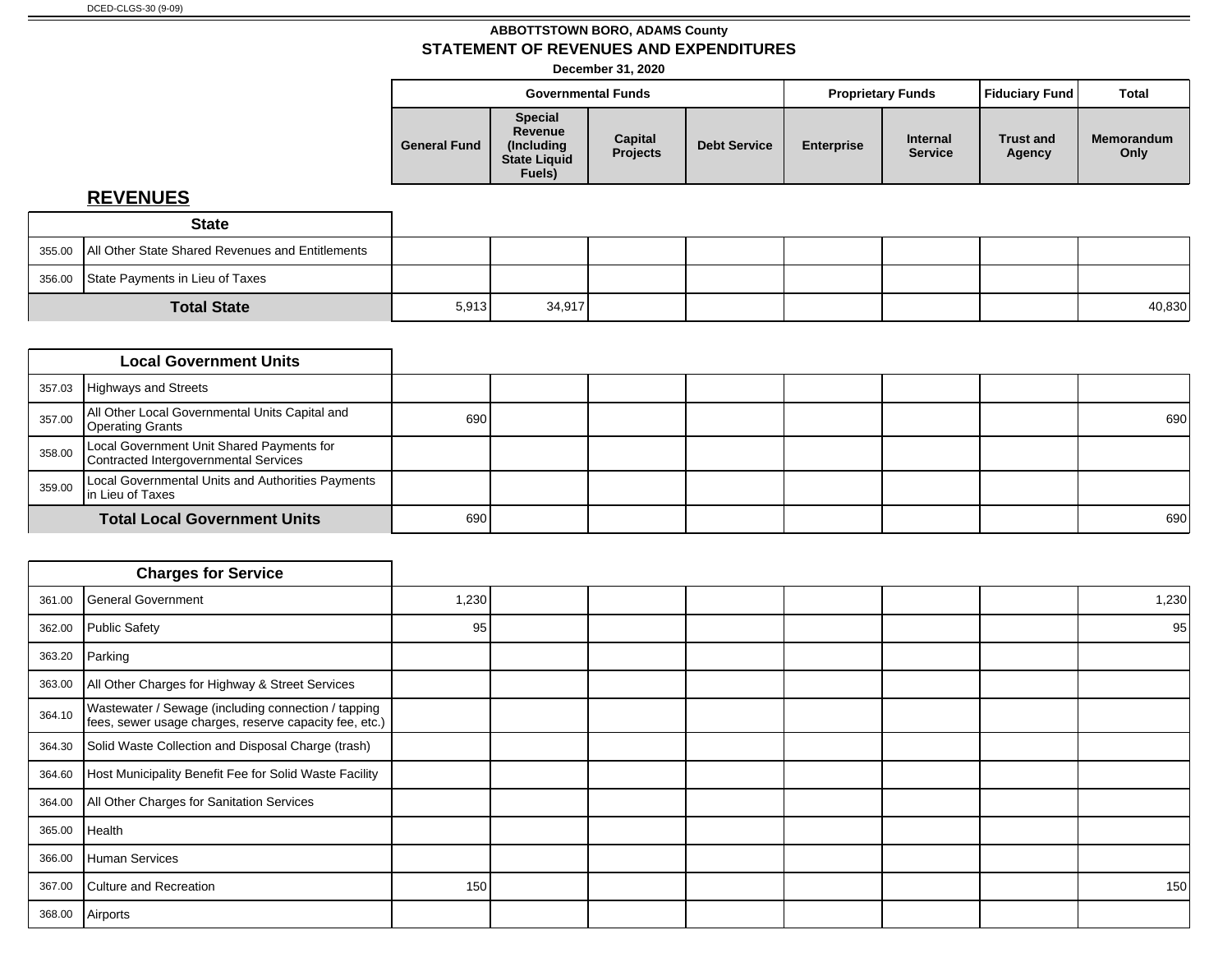DCED-CLGS-30 (9-09)

**ABBOTTSTOWN BORO, ADAMS County**

**STATEMENT OF REVENUES AND EXPENDITURES**

**December 31, 2020**

## REVENUES

| | | Governmental Funds | | | | Proprietary Funds | | Fiduciary Fund | Total |
|---|---|---|---|---|---|---|---|---|---|
| | | General Fund | Special Revenue (Including State Liquid Fuels) | Capital Projects | Debt Service | Enterprise | Internal Service | Trust and Agency | Memorandum Only |
| | **State** | | | | | | | | |
| 355.00 | All Other State Shared Revenues and Entitlements | | | | | | | | |
| 356.00 | State Payments in Lieu of Taxes | | | | | | | | |
| | **Total State** | 5,913 | 34,917 | | | | | | 40,830 |
| | **Local Government Units** | | | | | | | | |
| 357.03 | Highways and Streets | | | | | | | | |
| 357.00 | All Other Local Governmental Units Capital and Operating Grants | 690 | | | | | | | 690 |
| 358.00 | Local Government Unit Shared Payments for Contracted Intergovernmental Services | | | | | | | | |
| 359.00 | Local Governmental Units and Authorities Payments in Lieu of Taxes | | | | | | | | |
| | **Total Local Government Units** | 690 | | | | | | | 690 |
| | **Charges for Service** | | | | | | | | |
| 361.00 | General Government | 1,230 | | | | | | | 1,230 |
| 362.00 | Public Safety | 95 | | | | | | | 95 |
| 363.20 | Parking | | | | | | | | |
| 363.00 | All Other Charges for Highway & Street Services | | | | | | | | |
| 364.10 | Wastewater / Sewage (including connection / tapping fees, sewer usage charges, reserve capacity fee, etc.) | | | | | | | | |
| 364.30 | Solid Waste Collection and Disposal Charge (trash) | | | | | | | | |
| 364.60 | Host Municipality Benefit Fee for Solid Waste Facility | | | | | | | | |
| 364.00 | All Other Charges for Sanitation Services | | | | | | | | |
| 365.00 | Health | | | | | | | | |
| 366.00 | Human Services | | | | | | | | |
| 367.00 | Culture and Recreation | 150 | | | | | | | 150 |
| 368.00 | Airports | | | | | | | | |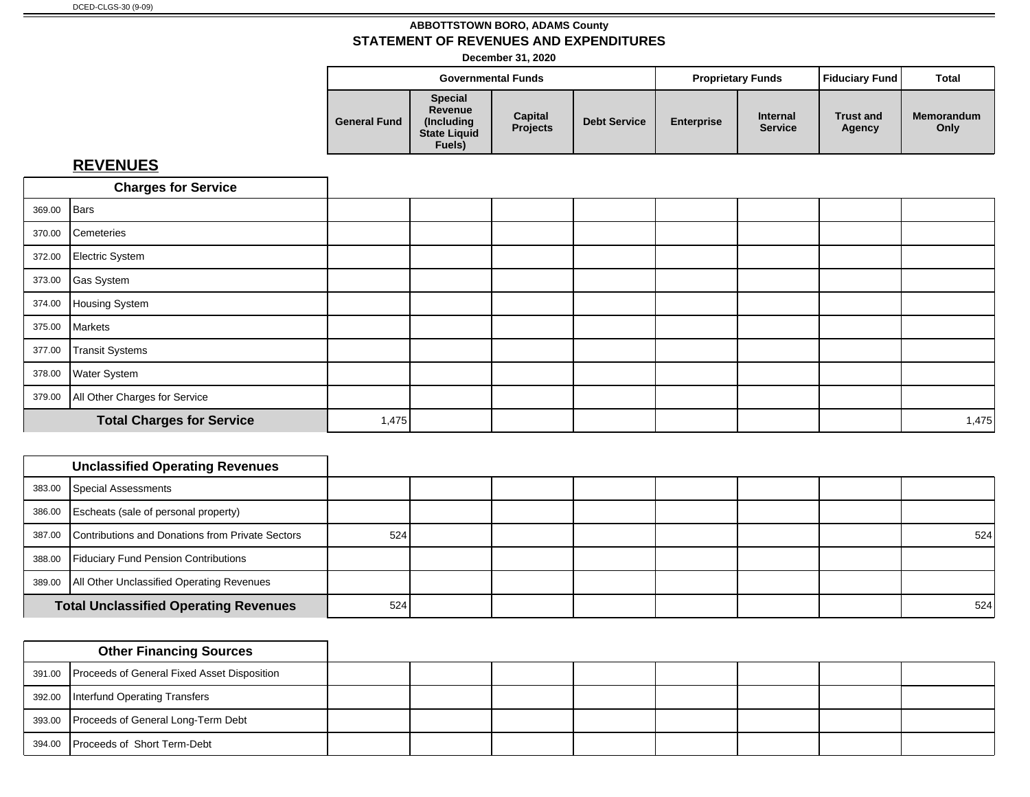DCED-CLGS-30 (9-09)

**ABBOTTSTOWN BORO, ADAMS County**
**STATEMENT OF REVENUES AND EXPENDITURES**
**December 31, 2020**

## REVENUES

| | | Governmental Funds | | | | Proprietary Funds | | Fiduciary Fund | Total |
|---|---|---|---|---|---|---|---|---|---|
| | | General Fund | Special Revenue (Including State Liquid Fuels) | Capital Projects | Debt Service | Enterprise | Internal Service | Trust and Agency | Memorandum Only |
| | **Charges for Service** | | | | | | | | |
| 369.00 | Bars | | | | | | | | |
| 370.00 | Cemeteries | | | | | | | | |
| 372.00 | Electric System | | | | | | | | |
| 373.00 | Gas System | | | | | | | | |
| 374.00 | Housing System | | | | | | | | |
| 375.00 | Markets | | | | | | | | |
| 377.00 | Transit Systems | | | | | | | | |
| 378.00 | Water System | | | | | | | | |
| 379.00 | All Other Charges for Service | | | | | | | | |
| | **Total Charges for Service** | 1,475 | | | | | | | 1,475 |
| | **Unclassified Operating Revenues** | | | | | | | | |
| 383.00 | Special Assessments | | | | | | | | |
| 386.00 | Escheats (sale of personal property) | | | | | | | | |
| 387.00 | Contributions and Donations from Private Sectors | 524 | | | | | | | 524 |
| 388.00 | Fiduciary Fund Pension Contributions | | | | | | | | |
| 389.00 | All Other Unclassified Operating Revenues | | | | | | | | |
| | **Total Unclassified Operating Revenues** | 524 | | | | | | | 524 |
| | **Other Financing Sources** | | | | | | | | |
| 391.00 | Proceeds of General Fixed Asset Disposition | | | | | | | | |
| 392.00 | Interfund Operating Transfers | | | | | | | | |
| 393.00 | Proceeds of General Long-Term Debt | | | | | | | | |
| 394.00 | Proceeds of Short Term-Debt | | | | | | | | |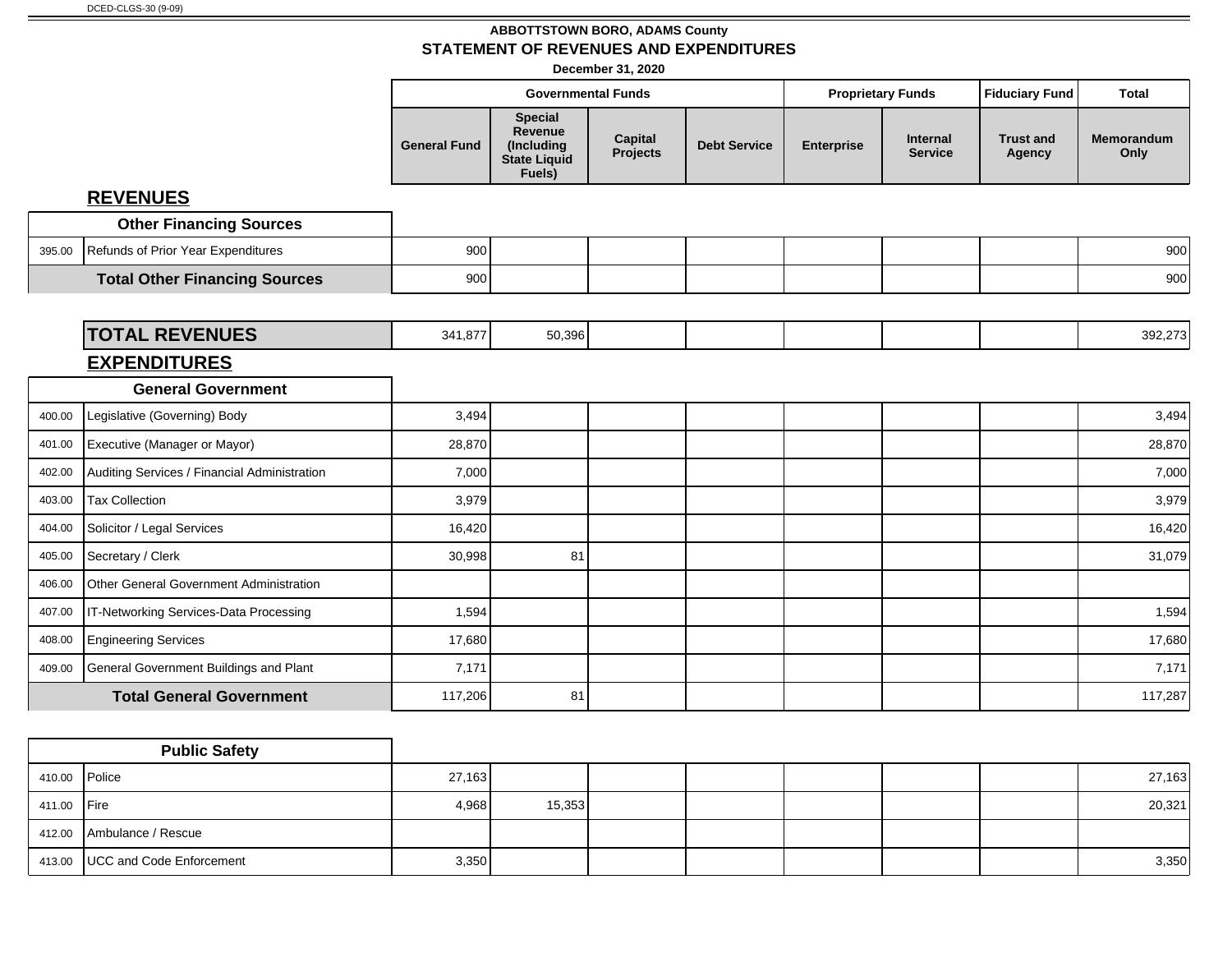DCED-CLGS-30 (9-09)

**ABBOTTSTOWN BORO, ADAMS County**

**STATEMENT OF REVENUES AND EXPENDITURES**

**December 31, 2020**

| | | Governmental Funds | | | | Proprietary Funds | | Fiduciary Fund | Total |
|---|---|---|---|---|---|---|---|---|---|
| | | General Fund | Special Revenue (Including State Liquid Fuels) | Capital Projects | Debt Service | Enterprise | Internal Service | Trust and Agency | Memorandum Only |
| | **REVENUES** | | | | | | | | |
| | **Other Financing Sources** | | | | | | | | |
| 395.00 | Refunds of Prior Year Expenditures | 900 | | | | | | | 900 |
| | **Total Other Financing Sources** | 900 | | | | | | | 900 |
| | **TOTAL REVENUES** | 341,877 | 50,396 | | | | | | 392,273 |
| | **EXPENDITURES** | | | | | | | | |
| | **General Government** | | | | | | | | |
| 400.00 | Legislative (Governing) Body | 3,494 | | | | | | | 3,494 |
| 401.00 | Executive (Manager or Mayor) | 28,870 | | | | | | | 28,870 |
| 402.00 | Auditing Services / Financial Administration | 7,000 | | | | | | | 7,000 |
| 403.00 | Tax Collection | 3,979 | | | | | | | 3,979 |
| 404.00 | Solicitor / Legal Services | 16,420 | | | | | | | 16,420 |
| 405.00 | Secretary / Clerk | 30,998 | 81 | | | | | | 31,079 |
| 406.00 | Other General Government Administration | | | | | | | | |
| 407.00 | IT-Networking Services-Data Processing | 1,594 | | | | | | | 1,594 |
| 408.00 | Engineering Services | 17,680 | | | | | | | 17,680 |
| 409.00 | General Government Buildings and Plant | 7,171 | | | | | | | 7,171 |
| | **Total General Government** | 117,206 | 81 | | | | | | 117,287 |
| | **Public Safety** | | | | | | | | |
| 410.00 | Police | 27,163 | | | | | | | 27,163 |
| 411.00 | Fire | 4,968 | 15,353 | | | | | | 20,321 |
| 412.00 | Ambulance / Rescue | | | | | | | | |
| 413.00 | UCC and Code Enforcement | 3,350 | | | | | | | 3,350 |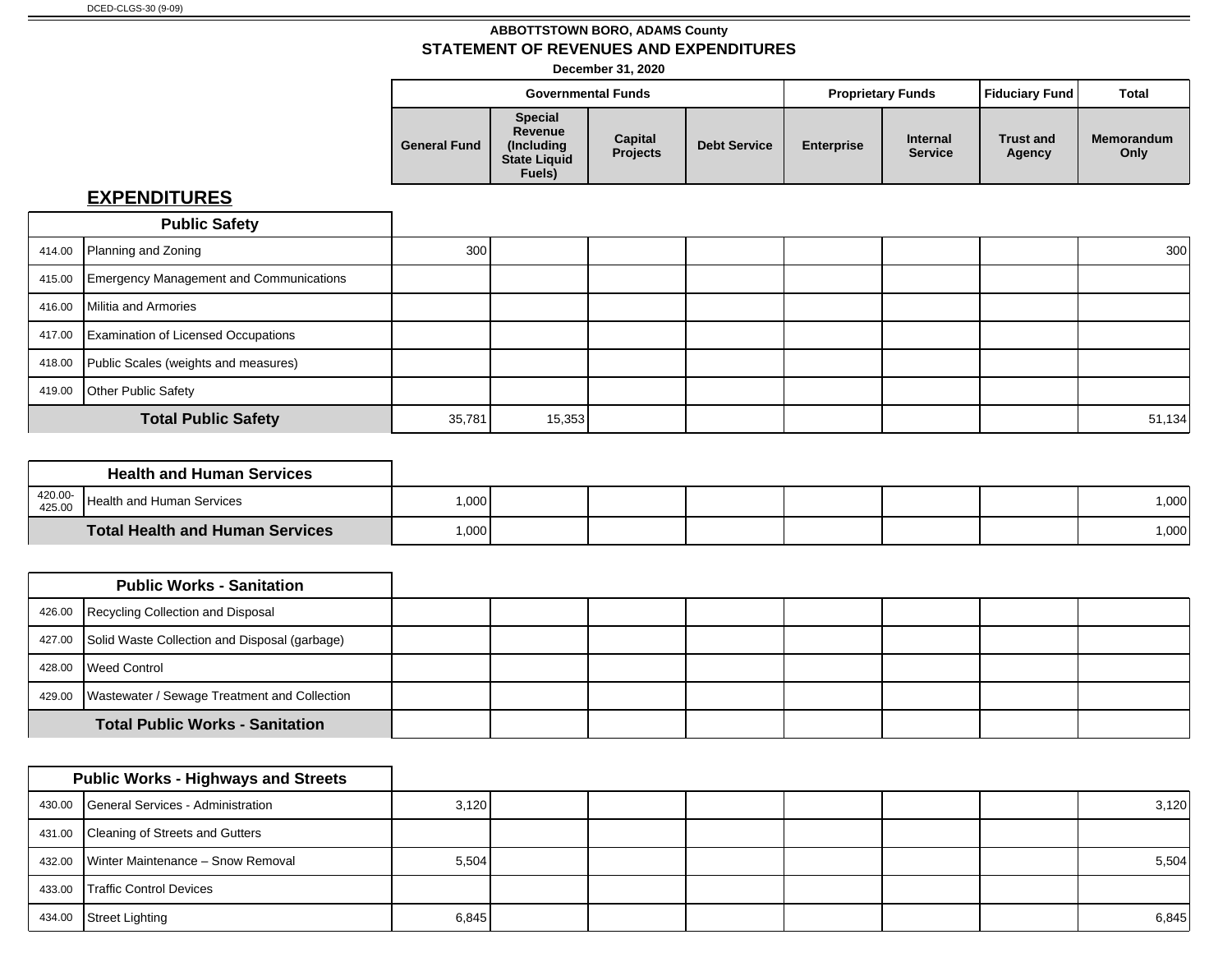DCED-CLGS-30 (9-09)

**ABBOTTSTOWN BORO, ADAMS County**

**STATEMENT OF REVENUES AND EXPENDITURES**

**December 31, 2020**

## EXPENDITURES

| Code | Description | Governmental Funds: General Fund | Governmental Funds: Special Revenue (Including State Liquid Fuels) | Governmental Funds: Capital Projects | Governmental Funds: Debt Service | Proprietary Funds: Enterprise | Proprietary Funds: Internal Service | Fiduciary Fund: Trust and Agency | Total: Memorandum Only |
|---|---|---|---|---|---|---|---|---|---|
| | **Public Safety** | | | | | | | | |
| 414.00 | Planning and Zoning | 300 | | | | | | | 300 |
| 415.00 | Emergency Management and Communications | | | | | | | | |
| 416.00 | Militia and Armories | | | | | | | | |
| 417.00 | Examination of Licensed Occupations | | | | | | | | |
| 418.00 | Public Scales (weights and measures) | | | | | | | | |
| 419.00 | Other Public Safety | | | | | | | | |
| | **Total Public Safety** | 35,781 | 15,353 | | | | | | 51,134 |
| | **Health and Human Services** | | | | | | | | |
| 420.00-425.00 | Health and Human Services | 1,000 | | | | | | | 1,000 |
| | **Total Health and Human Services** | 1,000 | | | | | | | 1,000 |
| | **Public Works - Sanitation** | | | | | | | | |
| 426.00 | Recycling Collection and Disposal | | | | | | | | |
| 427.00 | Solid Waste Collection and Disposal (garbage) | | | | | | | | |
| 428.00 | Weed Control | | | | | | | | |
| 429.00 | Wastewater / Sewage Treatment and Collection | | | | | | | | |
| | **Total Public Works - Sanitation** | | | | | | | | |
| | **Public Works - Highways and Streets** | | | | | | | | |
| 430.00 | General Services - Administration | 3,120 | | | | | | | 3,120 |
| 431.00 | Cleaning of Streets and Gutters | | | | | | | | |
| 432.00 | Winter Maintenance – Snow Removal | 5,504 | | | | | | | 5,504 |
| 433.00 | Traffic Control Devices | | | | | | | | |
| 434.00 | Street Lighting | 6,845 | | | | | | | 6,845 |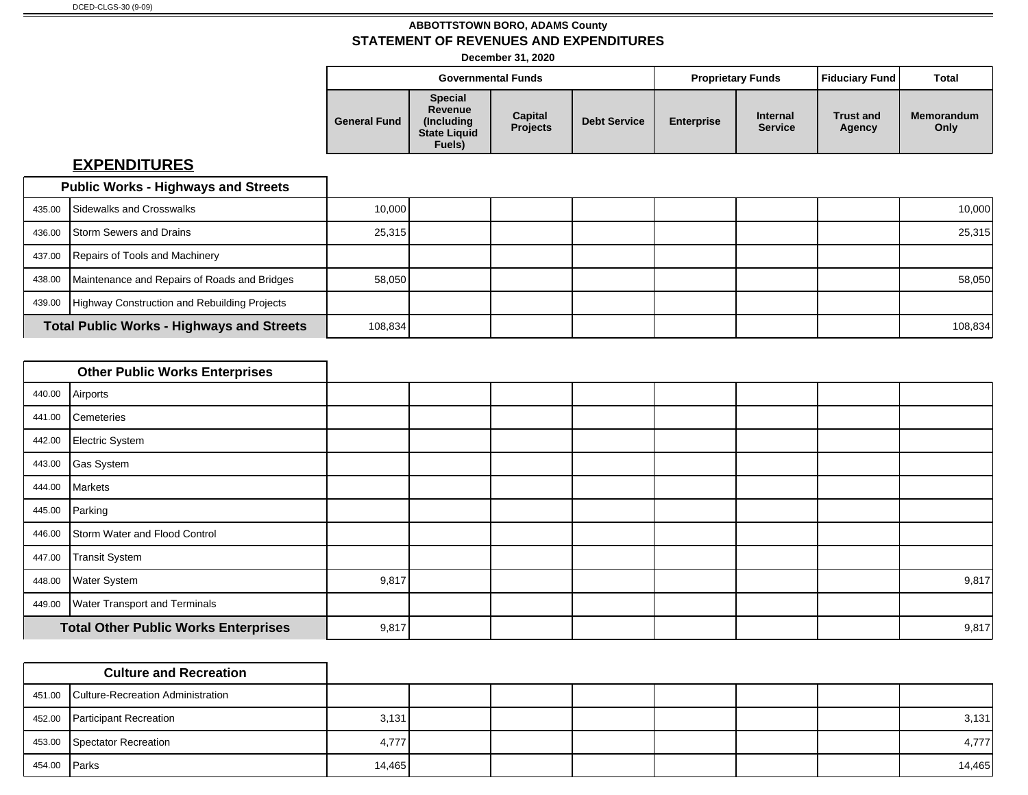DCED-CLGS-30 (9-09)

**ABBOTTSTOWN BORO, ADAMS County**

**STATEMENT OF REVENUES AND EXPENDITURES**

**December 31, 2020**

## EXPENDITURES

| | | Governmental Funds | | | | Proprietary Funds | | Fiduciary Fund | Total |
|---|---|---|---|---|---|---|---|---|---|
| | | General Fund | Special Revenue (Including State Liquid Fuels) | Capital Projects | Debt Service | Enterprise | Internal Service | Trust and Agency | Memorandum Only |
| | **Public Works - Highways and Streets** | | | | | | | | |
| 435.00 | Sidewalks and Crosswalks | 10,000 | | | | | | | 10,000 |
| 436.00 | Storm Sewers and Drains | 25,315 | | | | | | | 25,315 |
| 437.00 | Repairs of Tools and Machinery | | | | | | | | |
| 438.00 | Maintenance and Repairs of Roads and Bridges | 58,050 | | | | | | | 58,050 |
| 439.00 | Highway Construction and Rebuilding Projects | | | | | | | | |
| | **Total Public Works - Highways and Streets** | 108,834 | | | | | | | 108,834 |
| | **Other Public Works Enterprises** | | | | | | | | |
| 440.00 | Airports | | | | | | | | |
| 441.00 | Cemeteries | | | | | | | | |
| 442.00 | Electric System | | | | | | | | |
| 443.00 | Gas System | | | | | | | | |
| 444.00 | Markets | | | | | | | | |
| 445.00 | Parking | | | | | | | | |
| 446.00 | Storm Water and Flood Control | | | | | | | | |
| 447.00 | Transit System | | | | | | | | |
| 448.00 | Water System | 9,817 | | | | | | | 9,817 |
| 449.00 | Water Transport and Terminals | | | | | | | | |
| | **Total Other Public Works Enterprises** | 9,817 | | | | | | | 9,817 |
| | **Culture and Recreation** | | | | | | | | |
| 451.00 | Culture-Recreation Administration | | | | | | | | |
| 452.00 | Participant Recreation | 3,131 | | | | | | | 3,131 |
| 453.00 | Spectator Recreation | 4,777 | | | | | | | 4,777 |
| 454.00 | Parks | 14,465 | | | | | | | 14,465 |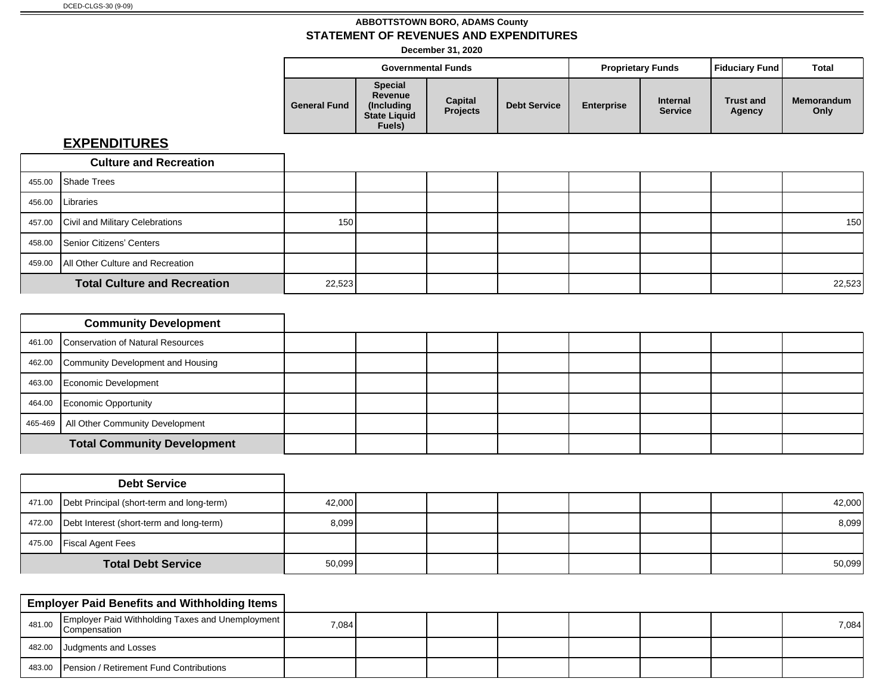DCED-CLGS-30 (9-09)

**ABBOTTSTOWN BORO, ADAMS County**

**STATEMENT OF REVENUES AND EXPENDITURES**

**December 31, 2020**

## EXPENDITURES

| | | Governmental Funds | | | | Proprietary Funds | | Fiduciary Fund | Total |
|---|---|---|---|---|---|---|---|---|---|
| | | General Fund | Special Revenue (Including State Liquid Fuels) | Capital Projects | Debt Service | Enterprise | Internal Service | Trust and Agency | Memorandum Only |
| **Culture and Recreation** | | | | | | | | | |
| 455.00 | Shade Trees | | | | | | | | |
| 456.00 | Libraries | | | | | | | | |
| 457.00 | Civil and Military Celebrations | 150 | | | | | | | 150 |
| 458.00 | Senior Citizens' Centers | | | | | | | | |
| 459.00 | All Other Culture and Recreation | | | | | | | | |
| **Total Culture and Recreation** | | 22,523 | | | | | | | 22,523 |
| **Community Development** | | | | | | | | | |
| 461.00 | Conservation of Natural Resources | | | | | | | | |
| 462.00 | Community Development and Housing | | | | | | | | |
| 463.00 | Economic Development | | | | | | | | |
| 464.00 | Economic Opportunity | | | | | | | | |
| 465-469 | All Other Community Development | | | | | | | | |
| **Total Community Development** | | | | | | | | | |
| **Debt Service** | | | | | | | | | |
| 471.00 | Debt Principal (short-term and long-term) | 42,000 | | | | | | | 42,000 |
| 472.00 | Debt Interest (short-term and long-term) | 8,099 | | | | | | | 8,099 |
| 475.00 | Fiscal Agent Fees | | | | | | | | |
| **Total Debt Service** | | 50,099 | | | | | | | 50,099 |
| **Employer Paid Benefits and Withholding Items** | | | | | | | | | |
| 481.00 | Employer Paid Withholding Taxes and Unemployment Compensation | 7,084 | | | | | | | 7,084 |
| 482.00 | Judgments and Losses | | | | | | | | |
| 483.00 | Pension / Retirement Fund Contributions | | | | | | | | |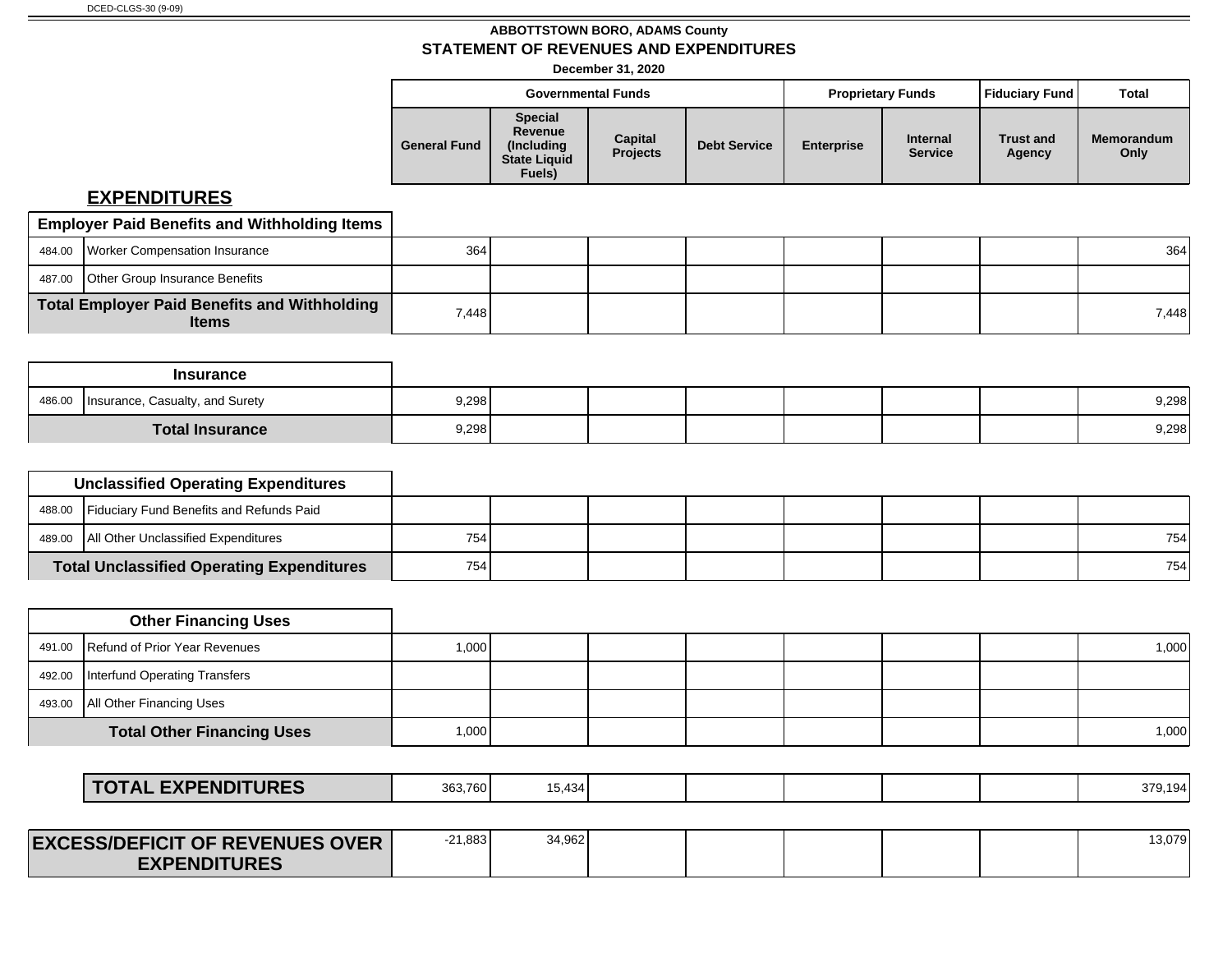DCED-CLGS-30 (9-09)

# ABBOTTSTOWN BORO, ADAMS County
## STATEMENT OF REVENUES AND EXPENDITURES
**December 31, 2020**

| | | Governmental Funds | | | | Proprietary Funds | | Fiduciary Fund | Total |
|---|---|---|---|---|---|---|---|---|---|
| | | General Fund | Special Revenue (Including State Liquid Fuels) | Capital Projects | Debt Service | Enterprise | Internal Service | Trust and Agency | Memorandum Only |
| **EXPENDITURES** | | | | | | | | | |
| **Employer Paid Benefits and Withholding Items** | | | | | | | | | |
| 484.00 | Worker Compensation Insurance | 364 | | | | | | | 364 |
| 487.00 | Other Group Insurance Benefits | | | | | | | | |
| **Total Employer Paid Benefits and Withholding Items** | | 7,448 | | | | | | | 7,448 |
| **Insurance** | | | | | | | | | |
| 486.00 | Insurance, Casualty, and Surety | 9,298 | | | | | | | 9,298 |
| **Total Insurance** | | 9,298 | | | | | | | 9,298 |
| **Unclassified Operating Expenditures** | | | | | | | | | |
| 488.00 | Fiduciary Fund Benefits and Refunds Paid | | | | | | | | |
| 489.00 | All Other Unclassified Expenditures | 754 | | | | | | | 754 |
| **Total Unclassified Operating Expenditures** | | 754 | | | | | | | 754 |
| **Other Financing Uses** | | | | | | | | | |
| 491.00 | Refund of Prior Year Revenues | 1,000 | | | | | | | 1,000 |
| 492.00 | Interfund Operating Transfers | | | | | | | | |
| 493.00 | All Other Financing Uses | | | | | | | | |
| **Total Other Financing Uses** | | 1,000 | | | | | | | 1,000 |
| **TOTAL EXPENDITURES** | | 363,760 | 15,434 | | | | | | 379,194 |
| **EXCESS/DEFICIT OF REVENUES OVER EXPENDITURES** | | -21,883 | 34,962 | | | | | | 13,079 |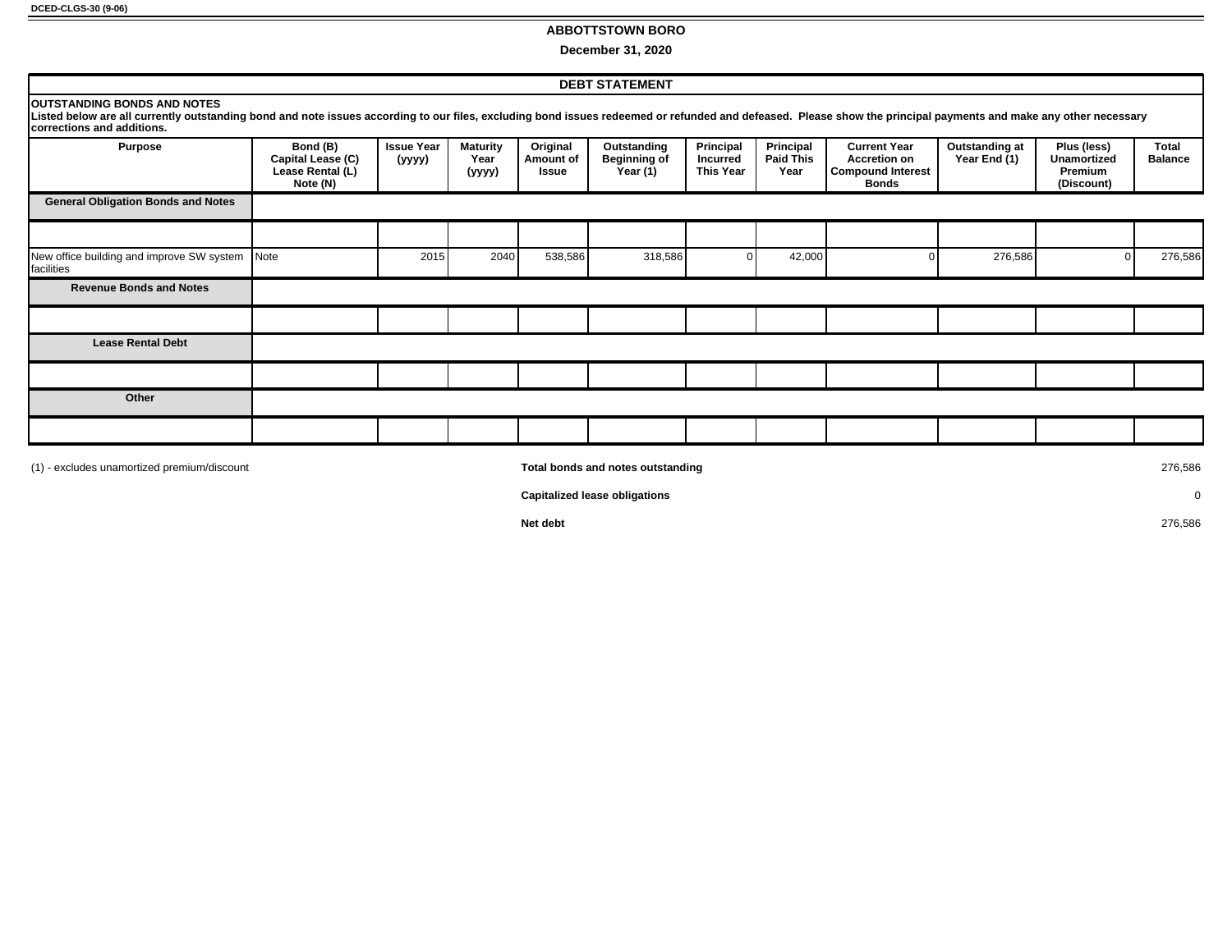DCED-CLGS-30 (9-06)

# ABBOTTSTOWN BORO

**December 31, 2020**

## DEBT STATEMENT

**OUTSTANDING BONDS AND NOTES**

**Listed below are all currently outstanding bond and note issues according to our files, excluding bond issues redeemed or refunded and defeased. Please show the principal payments and make any other necessary corrections and additions.**

| Purpose | Bond (B) Capital Lease (C) Lease Rental (L) Note (N) | Issue Year (yyyy) | Maturity Year (yyyy) | Original Amount of Issue | Outstanding Beginning of Year (1) | Principal Incurred This Year | Principal Paid This Year | Current Year Accretion on Compound Interest Bonds | Outstanding at Year End (1) | Plus (less) Unamortized Premium (Discount) | Total Balance |
|---|---|---|---|---|---|---|---|---|---|---|---|
| **General Obligation Bonds and Notes** | | | | | | | | | | | |
| | | | | | | | | | | | |
| New office building and improve SW system facilities | Note | 2015 | 2040 | 538,586 | 318,586 | 0 | 42,000 | 0 | 276,586 | 0 | 276,586 |
| **Revenue Bonds and Notes** | | | | | | | | | | | |
| | | | | | | | | | | | |
| **Lease Rental Debt** | | | | | | | | | | | |
| | | | | | | | | | | | |
| **Other** | | | | | | | | | | | |
| | | | | | | | | | | | |

(1) - excludes unamortized premium/discount

| | |
|---|---|
| **Total bonds and notes outstanding** | 276,586 |
| **Capitalized lease obligations** | 0 |
| **Net debt** | 276,586 |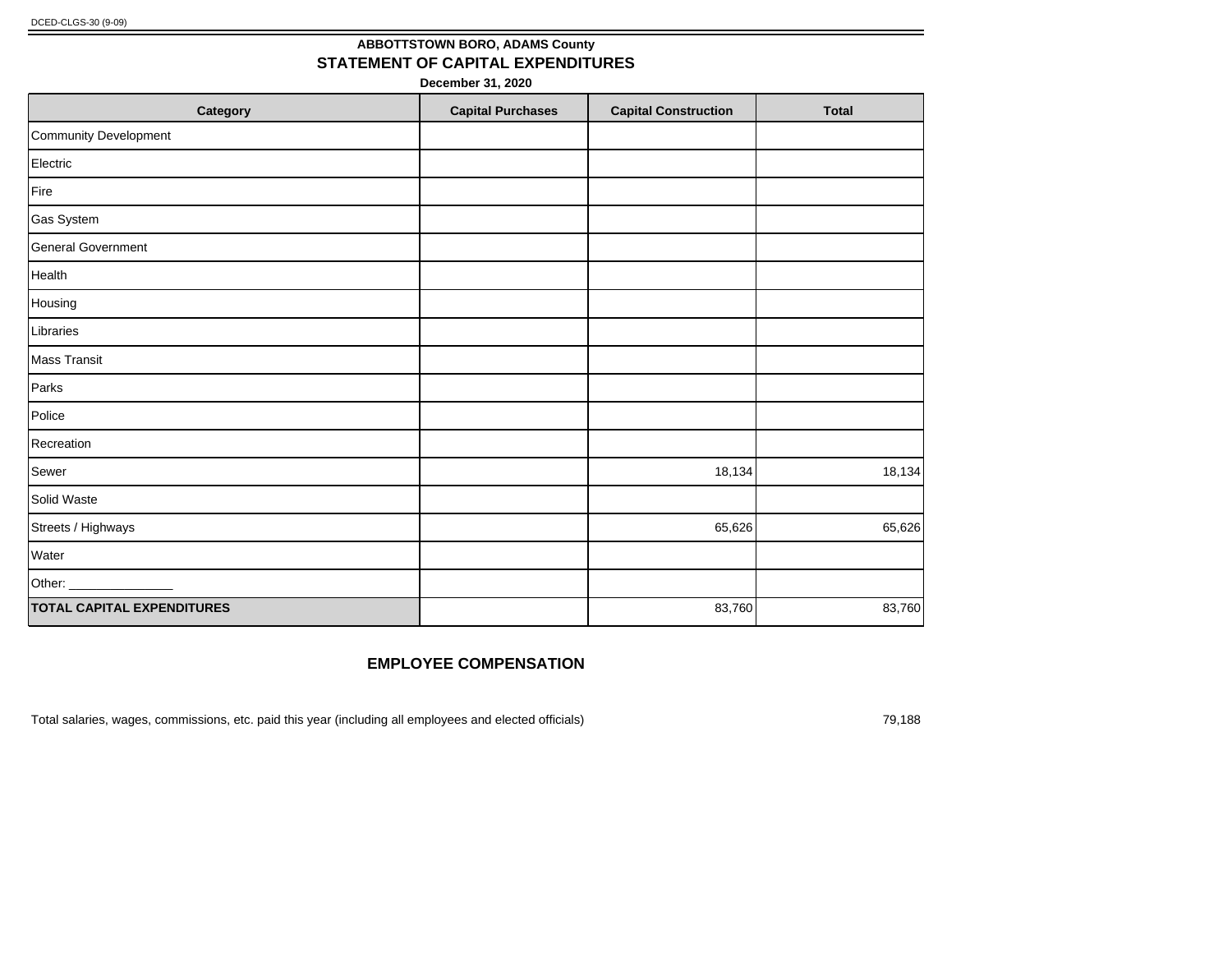DCED-CLGS-30 (9-09)

# ABBOTTSTOWN BORO, ADAMS County

## STATEMENT OF CAPITAL EXPENDITURES

**December 31, 2020**

| Category | Capital Purchases | Capital Construction | Total |
|---|---|---|---|
| Community Development | | | |
| Electric | | | |
| Fire | | | |
| Gas System | | | |
| General Government | | | |
| Health | | | |
| Housing | | | |
| Libraries | | | |
| Mass Transit | | | |
| Parks | | | |
| Police | | | |
| Recreation | | | |
| Sewer | | 18,134 | 18,134 |
| Solid Waste | | | |
| Streets / Highways | | 65,626 | 65,626 |
| Water | | | |
| Other: _______________ | | | |
| **TOTAL CAPITAL EXPENDITURES** | | 83,760 | 83,760 |

## EMPLOYEE COMPENSATION

Total salaries, wages, commissions, etc. paid this year (including all employees and elected officials) 79,188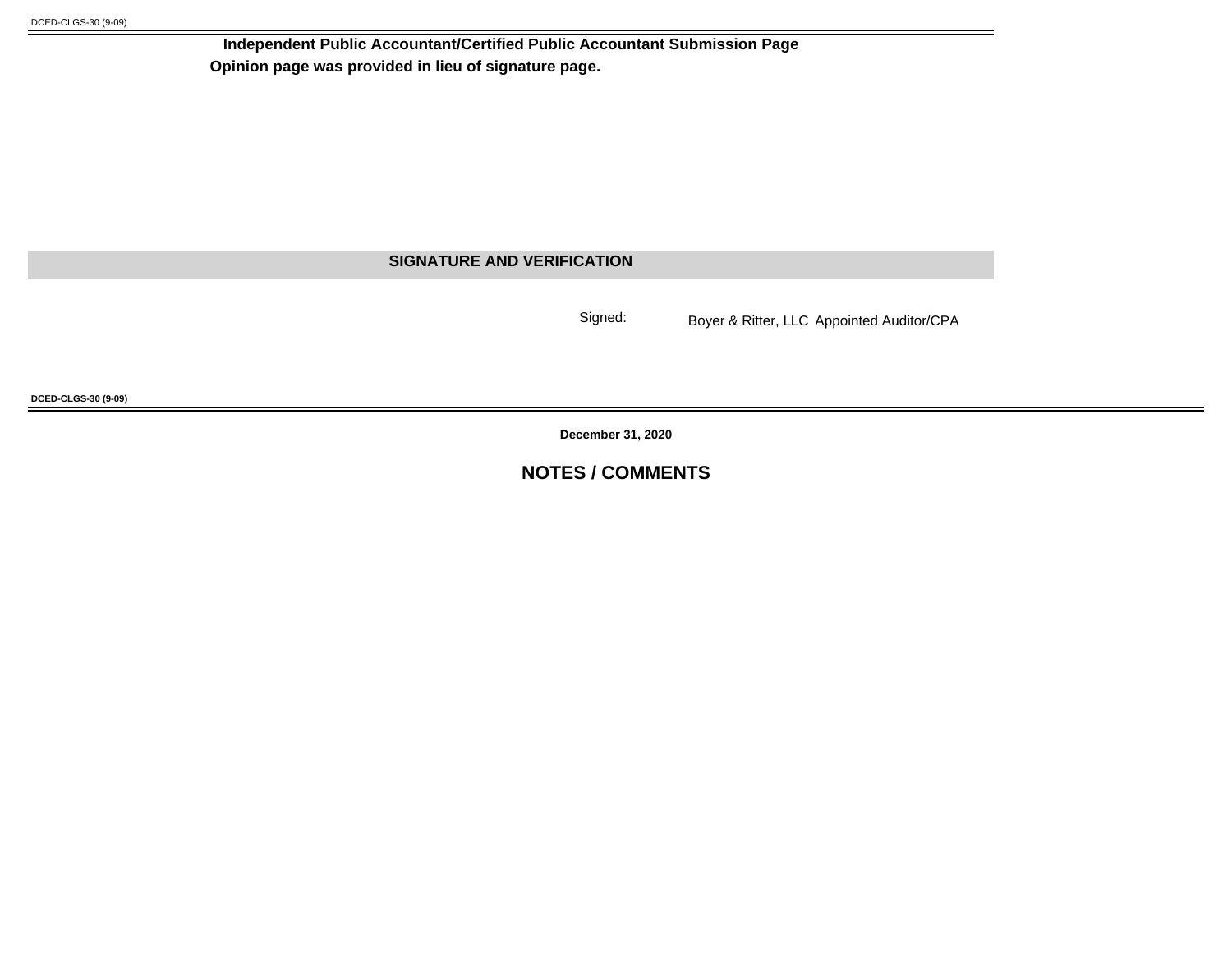## Independent Public Accountant/Certified Public Accountant Submission Page

**Opinion page was provided in lieu of signature page.**

## SIGNATURE AND VERIFICATION

Signed: Boyer & Ritter, LLC Appointed Auditor/CPA

**December 31, 2020**

## NOTES / COMMENTS